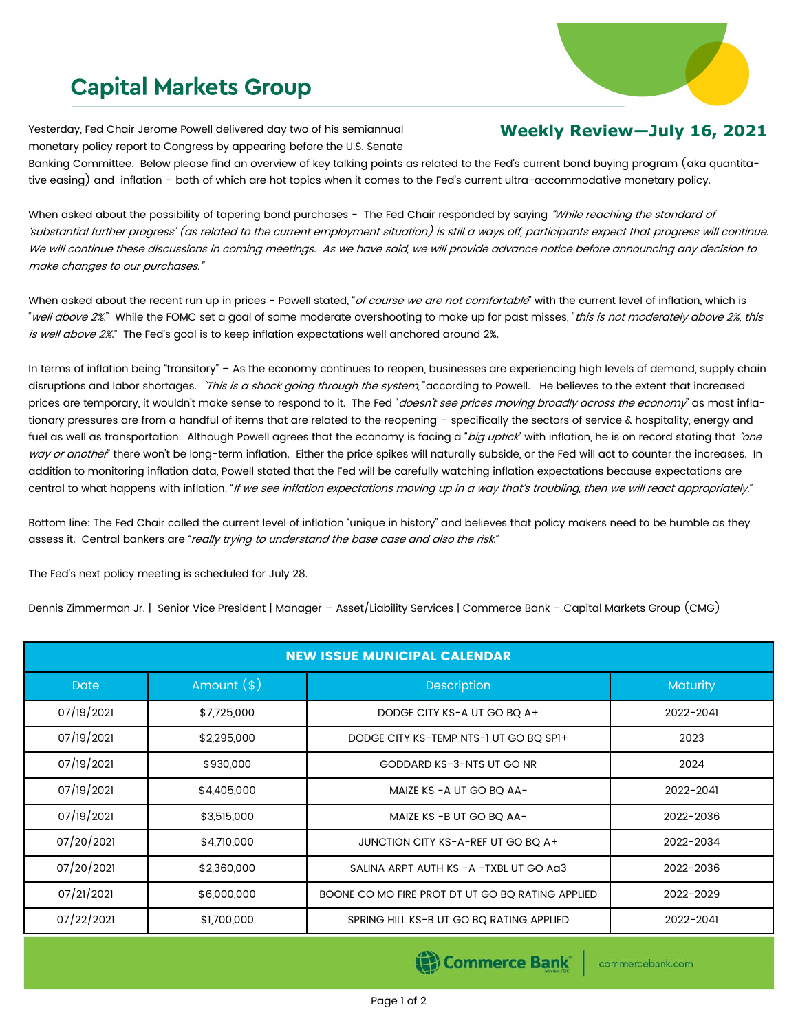# Capital Markets Group

## Weekly Review—July 16, 2021

Yesterday, Fed Chair Jerome Powell delivered day two of his semiannual monetary policy report to Congress by appearing before the U.S. Senate Banking Committee. Below please find an overview of key talking points as related to the Fed's current bond buying program (aka quantitative easing) and inflation – both of which are hot topics when it comes to the Fed's current ultra-accommodative monetary policy.

When asked about the possibility of tapering bond purchases - The Fed Chair responded by saying *"While reaching the standard of 'substantial further progress' (as related to the current employment situation) is still a ways off, participants expect that progress will continue. We will continue these discussions in coming meetings. As we have said, we will provide advance notice before announcing any decision to make changes to our purchases."*

When asked about the recent run up in prices - Powell stated, "*of course we are not comfortable*" with the current level of inflation, which is "*well above 2%*." While the FOMC set a goal of some moderate overshooting to make up for past misses, "*this is not moderately above 2%, this is well above 2%*." The Fed's goal is to keep inflation expectations well anchored around 2%.

In terms of inflation being "transitory" – As the economy continues to reopen, businesses are experiencing high levels of demand, supply chain disruptions and labor shortages. *"This is a shock going through the system,"* according to Powell. He believes to the extent that increased prices are temporary, it wouldn't make sense to respond to it. The Fed "*doesn't see prices moving broadly across the economy*" as most inflationary pressures are from a handful of items that are related to the reopening – specifically the sectors of service & hospitality, energy and fuel as well as transportation. Although Powell agrees that the economy is facing a "*big uptick*" with inflation, he is on record stating that *"one way or another"* there won't be long-term inflation. Either the price spikes will naturally subside, or the Fed will act to counter the increases. In addition to monitoring inflation data, Powell stated that the Fed will be carefully watching inflation expectations because expectations are central to what happens with inflation. "*If we see inflation expectations moving up in a way that's troubling, then we will react appropriately.*"

Bottom line: The Fed Chair called the current level of inflation "unique in history" and believes that policy makers need to be humble as they assess it. Central bankers are "*really trying to understand the base case and also the risk.*"

The Fed's next policy meeting is scheduled for July 28.

Dennis Zimmerman Jr. | Senior Vice President | Manager – Asset/Liability Services | Commerce Bank – Capital Markets Group (CMG)

| NEW ISSUE MUNICIPAL CALENDAR | | | |
|---|---|---|---|
| **Date** | **Amount ($)** | **Description** | **Maturity** |
| 07/19/2021 | $7,725,000 | DODGE CITY KS-A UT GO BQ A+ | 2022-2041 |
| 07/19/2021 | $2,295,000 | DODGE CITY KS-TEMP NTS-1 UT GO BQ SP1+ | 2023 |
| 07/19/2021 | $930,000 | GODDARD KS-3-NTS UT GO NR | 2024 |
| 07/19/2021 | $4,405,000 | MAIZE KS -A UT GO BQ AA- | 2022-2041 |
| 07/19/2021 | $3,515,000 | MAIZE KS -B UT GO BQ AA- | 2022-2036 |
| 07/20/2021 | $4,710,000 | JUNCTION CITY KS-A-REF UT GO BQ A+ | 2022-2034 |
| 07/20/2021 | $2,360,000 | SALINA ARPT AUTH KS -A -TXBL UT GO Aa3 | 2022-2036 |
| 07/21/2021 | $6,000,000 | BOONE CO MO FIRE PROT DT UT GO BQ RATING APPLIED | 2022-2029 |
| 07/22/2021 | $1,700,000 | SPRING HILL KS-B UT GO BQ RATING APPLIED | 2022-2041 |

Commerce Bank | commercebank.com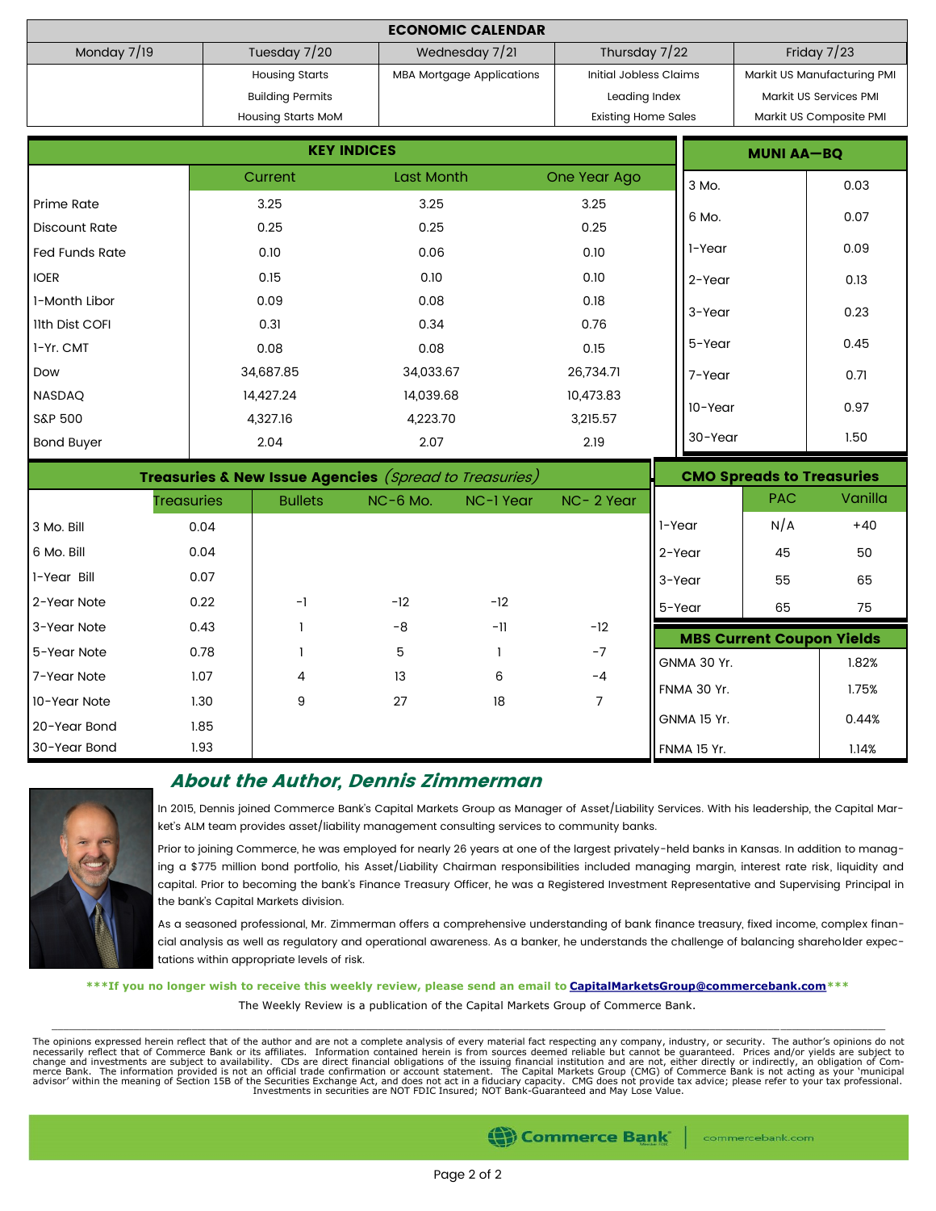## ECONOMIC CALENDAR

| Monday 7/19 | Tuesday 7/20 | Wednesday 7/21 | Thursday 7/22 | Friday 7/23 |
|---|---|---|---|---|
| | Housing Starts | MBA Mortgage Applications | Initial Jobless Claims | Markit US Manufacturing PMI |
| | Building Permits | | Leading Index | Markit US Services PMI |
| | Housing Starts MoM | | Existing Home Sales | Markit US Composite PMI |

## KEY INDICES

| | Current | Last Month | One Year Ago |
|---|---|---|---|
| Prime Rate | 3.25 | 3.25 | 3.25 |
| Discount Rate | 0.25 | 0.25 | 0.25 |
| Fed Funds Rate | 0.10 | 0.06 | 0.10 |
| IOER | 0.15 | 0.10 | 0.10 |
| 1-Month Libor | 0.09 | 0.08 | 0.18 |
| 11th Dist COFI | 0.31 | 0.34 | 0.76 |
| 1-Yr. CMT | 0.08 | 0.08 | 0.15 |
| Dow | 34,687.85 | 34,033.67 | 26,734.71 |
| NASDAQ | 14,427.24 | 14,039.68 | 10,473.83 |
| S&P 500 | 4,327.16 | 4,223.70 | 3,215.57 |
| Bond Buyer | 2.04 | 2.07 | 2.19 |

## MUNI AA—BQ

| | |
|---|---|
| 3 Mo. | 0.03 |
| 6 Mo. | 0.07 |
| 1-Year | 0.09 |
| 2-Year | 0.13 |
| 3-Year | 0.23 |
| 5-Year | 0.45 |
| 7-Year | 0.71 |
| 10-Year | 0.97 |
| 30-Year | 1.50 |

## Treasuries & New Issue Agencies *(Spread to Treasuries)*

| | Treasuries | Bullets | NC-6 Mo. | NC-1 Year | NC- 2 Year |
|---|---|---|---|---|---|
| 3 Mo. Bill | 0.04 | | | | |
| 6 Mo. Bill | 0.04 | | | | |
| 1-Year Bill | 0.07 | | | | |
| 2-Year Note | 0.22 | -1 | -12 | -12 | |
| 3-Year Note | 0.43 | 1 | -8 | -11 | -12 |
| 5-Year Note | 0.78 | 1 | 5 | 1 | -7 |
| 7-Year Note | 1.07 | 4 | 13 | 6 | -4 |
| 10-Year Note | 1.30 | 9 | 27 | 18 | 7 |
| 20-Year Bond | 1.85 | | | | |
| 30-Year Bond | 1.93 | | | | |

## CMO Spreads to Treasuries

| | PAC | Vanilla |
|---|---|---|
| 1-Year | N/A | +40 |
| 2-Year | 45 | 50 |
| 3-Year | 55 | 65 |
| 5-Year | 65 | 75 |

## MBS Current Coupon Yields

| | |
|---|---|
| GNMA 30 Yr. | 1.82% |
| FNMA 30 Yr. | 1.75% |
| GNMA 15 Yr. | 0.44% |
| FNMA 15 Yr. | 1.14% |

## *About the Author, Dennis Zimmerman*

In 2015, Dennis joined Commerce Bank's Capital Markets Group as Manager of Asset/Liability Services. With his leadership, the Capital Market's ALM team provides asset/liability management consulting services to community banks.

Prior to joining Commerce, he was employed for nearly 26 years at one of the largest privately-held banks in Kansas. In addition to managing a $775 million bond portfolio, his Asset/Liability Chairman responsibilities included managing margin, interest rate risk, liquidity and capital. Prior to becoming the bank's Finance Treasury Officer, he was a Registered Investment Representative and Supervising Principal in the bank's Capital Markets division.

As a seasoned professional, Mr. Zimmerman offers a comprehensive understanding of bank finance treasury, fixed income, complex financial analysis as well as regulatory and operational awareness. As a banker, he understands the challenge of balancing shareholder expectations within appropriate levels of risk.

**\*\*\*If you no longer wish to receive this weekly review, please send an email to CapitalMarketsGroup@commercebank.com\*\*\***

The Weekly Review is a publication of the Capital Markets Group of Commerce Bank.

The opinions expressed herein reflect that of the author and are not a complete analysis of every material fact respecting any company, industry, or security. The author's opinions do not necessarily reflect that of Commerce Bank or its affiliates. Information contained herein is from sources deemed reliable but cannot be guaranteed. Prices and/or yields are subject to change and investments are subject to availability. CDs are direct financial obligations of the issuing financial institution and are not, either directly or indirectly, an obligation of Commerce Bank. The information provided is not an official trade confirmation or account statement. The Capital Markets Group (CMG) of Commerce Bank is not acting as your 'municipal advisor' within the meaning of Section 15B of the Securities Exchange Act, and does not act in a fiduciary capacity. CMG does not provide tax advice; please refer to your tax professional. Investments in securities are NOT FDIC Insured; NOT Bank-Guaranteed and May Lose Value.

Commerce Bank | commercebank.com